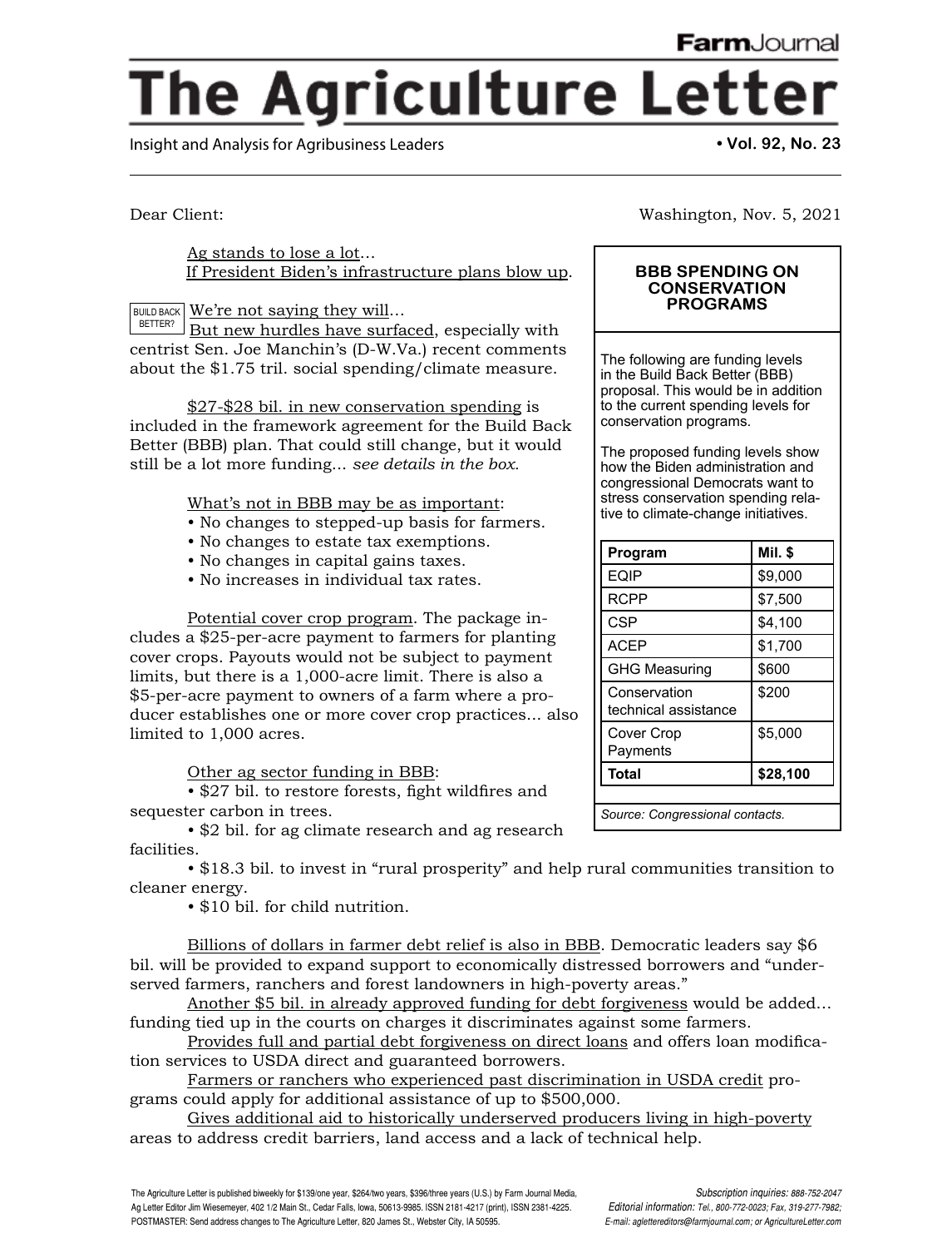FarmJournal

# The Agriculture Letter

Insight and Analysis for Agribusiness Leaders • Vol. 92, No. 23

Dear Client: Washington, Nov. 5, 2021

Ag stands to lose a lot...
If President Biden's infrastructure plans blow up.

BUILD BACK BETTER?

We're not saying they will...
But new hurdles have surfaced, especially with centrist Sen. Joe Manchin's (D-W.Va.) recent comments about the $1.75 tril. social spending/climate measure.

$27-$28 bil. in new conservation spending is included in the framework agreement for the Build Back Better (BBB) plan. That could still change, but it would still be a lot more funding... *see details in the box.*

What's not in BBB may be as important:

- No changes to stepped-up basis for farmers.
- No changes to estate tax exemptions.
- No changes in capital gains taxes.
- No increases in individual tax rates.

Potential cover crop program. The package includes a $25-per-acre payment to farmers for planting cover crops. Payouts would not be subject to payment limits, but there is a 1,000-acre limit. There is also a $5-per-acre payment to owners of a farm where a producer establishes one or more cover crop practices... also limited to 1,000 acres.

Other ag sector funding in BBB:

- $27 bil. to restore forests, fight wildfires and sequester carbon in trees.
- $2 bil. for ag climate research and ag research facilities.
- $18.3 bil. to invest in "rural prosperity" and help rural communities transition to cleaner energy.
- $10 bil. for child nutrition.

Billions of dollars in farmer debt relief is also in BBB. Democratic leaders say $6 bil. will be provided to expand support to economically distressed borrowers and "underserved farmers, ranchers and forest landowners in high-poverty areas."

Another $5 bil. in already approved funding for debt forgiveness would be added... funding tied up in the courts on charges it discriminates against some farmers.

Provides full and partial debt forgiveness on direct loans and offers loan modification services to USDA direct and guaranteed borrowers.

Farmers or ranchers who experienced past discrimination in USDA credit programs could apply for additional assistance of up to $500,000.

Gives additional aid to historically underserved producers living in high-poverty areas to address credit barriers, land access and a lack of technical help.

**BBB SPENDING ON CONSERVATION PROGRAMS**

The following are funding levels in the Build Back Better (BBB) proposal. This would be in addition to the current spending levels for conservation programs.

The proposed funding levels show how the Biden administration and congressional Democrats want to stress conservation spending relative to climate-change initiatives.

| Program | Mil. $ |
|---|---|
| EQIP | $9,000 |
| RCPP | $7,500 |
| CSP | $4,100 |
| ACEP | $1,700 |
| GHG Measuring | $600 |
| Conservation technical assistance | $200 |
| Cover Crop Payments | $5,000 |
| **Total** | **$28,100** |

*Source: Congressional contacts.*

The Agriculture Letter is published biweekly for $139/one year, $264/two years, $396/three years (U.S.) by Farm Journal Media, Ag Letter Editor Jim Wiesemeyer, 402 1/2 Main St., Cedar Falls, Iowa, 50613-9985. ISSN 2181-4217 (print), ISSN 2381-4225. POSTMASTER: Send address changes to The Agriculture Letter, 820 James St., Webster City, IA 50595.

*Subscription inquiries: 888-752-2047*
*Editorial information: Tel., 800-772-0023; Fax, 319-277-7982; E-mail: aglettereditors@farmjournal.com; or AgricultureLetter.com*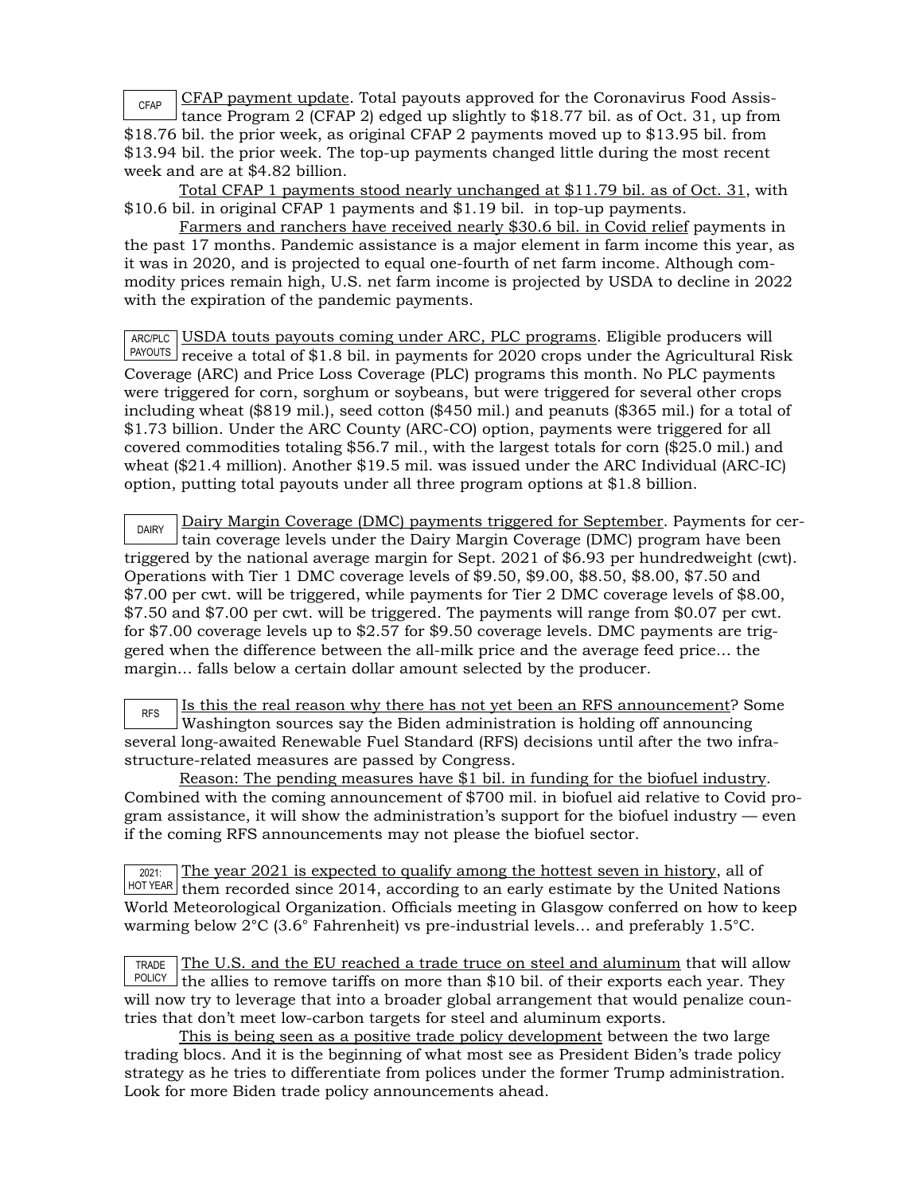CFAP

<u>CFAP payment update</u>. Total payouts approved for the Coronavirus Food Assistance Program 2 (CFAP 2) edged up slightly to $18.77 bil. as of Oct. 31, up from $18.76 bil. the prior week, as original CFAP 2 payments moved up to $13.95 bil. from $13.94 bil. the prior week. The top-up payments changed little during the most recent week and are at $4.82 billion.

<u>Total CFAP 1 payments stood nearly unchanged at $11.79 bil. as of Oct. 31</u>, with $10.6 bil. in original CFAP 1 payments and $1.19 bil. in top-up payments.

<u>Farmers and ranchers have received nearly $30.6 bil. in Covid relief</u> payments in the past 17 months. Pandemic assistance is a major element in farm income this year, as it was in 2020, and is projected to equal one-fourth of net farm income. Although commodity prices remain high, U.S. net farm income is projected by USDA to decline in 2022 with the expiration of the pandemic payments.

ARC/PLC PAYOUTS

<u>USDA touts payouts coming under ARC, PLC programs</u>. Eligible producers will receive a total of $1.8 bil. in payments for 2020 crops under the Agricultural Risk Coverage (ARC) and Price Loss Coverage (PLC) programs this month. No PLC payments were triggered for corn, sorghum or soybeans, but were triggered for several other crops including wheat ($819 mil.), seed cotton ($450 mil.) and peanuts ($365 mil.) for a total of $1.73 billion. Under the ARC County (ARC-CO) option, payments were triggered for all covered commodities totaling $56.7 mil., with the largest totals for corn ($25.0 mil.) and wheat ($21.4 million). Another $19.5 mil. was issued under the ARC Individual (ARC-IC) option, putting total payouts under all three program options at $1.8 billion.

DAIRY

<u>Dairy Margin Coverage (DMC) payments triggered for September</u>. Payments for certain coverage levels under the Dairy Margin Coverage (DMC) program have been triggered by the national average margin for Sept. 2021 of $6.93 per hundredweight (cwt). Operations with Tier 1 DMC coverage levels of $9.50, $9.00, $8.50, $8.00, $7.50 and $7.00 per cwt. will be triggered, while payments for Tier 2 DMC coverage levels of $8.00, $7.50 and $7.00 per cwt. will be triggered. The payments will range from $0.07 per cwt. for $7.00 coverage levels up to $2.57 for $9.50 coverage levels. DMC payments are triggered when the difference between the all-milk price and the average feed price… the margin… falls below a certain dollar amount selected by the producer.

RFS

<u>Is this the real reason why there has not yet been an RFS announcement</u>? Some Washington sources say the Biden administration is holding off announcing several long-awaited Renewable Fuel Standard (RFS) decisions until after the two infrastructure-related measures are passed by Congress.

<u>Reason: The pending measures have $1 bil. in funding for the biofuel industry</u>. Combined with the coming announcement of $700 mil. in biofuel aid relative to Covid program assistance, it will show the administration's support for the biofuel industry — even if the coming RFS announcements may not please the biofuel sector.

2021: HOT YEAR

<u>The year 2021 is expected to qualify among the hottest seven in history</u>, all of them recorded since 2014, according to an early estimate by the United Nations World Meteorological Organization. Officials meeting in Glasgow conferred on how to keep warming below 2°C (3.6° Fahrenheit) vs pre-industrial levels… and preferably 1.5°C.

TRADE POLICY

<u>The U.S. and the EU reached a trade truce on steel and aluminum</u> that will allow the allies to remove tariffs on more than $10 bil. of their exports each year. They will now try to leverage that into a broader global arrangement that would penalize countries that don't meet low-carbon targets for steel and aluminum exports.

<u>This is being seen as a positive trade policy development</u> between the two large trading blocs. And it is the beginning of what most see as President Biden's trade policy strategy as he tries to differentiate from polices under the former Trump administration. Look for more Biden trade policy announcements ahead.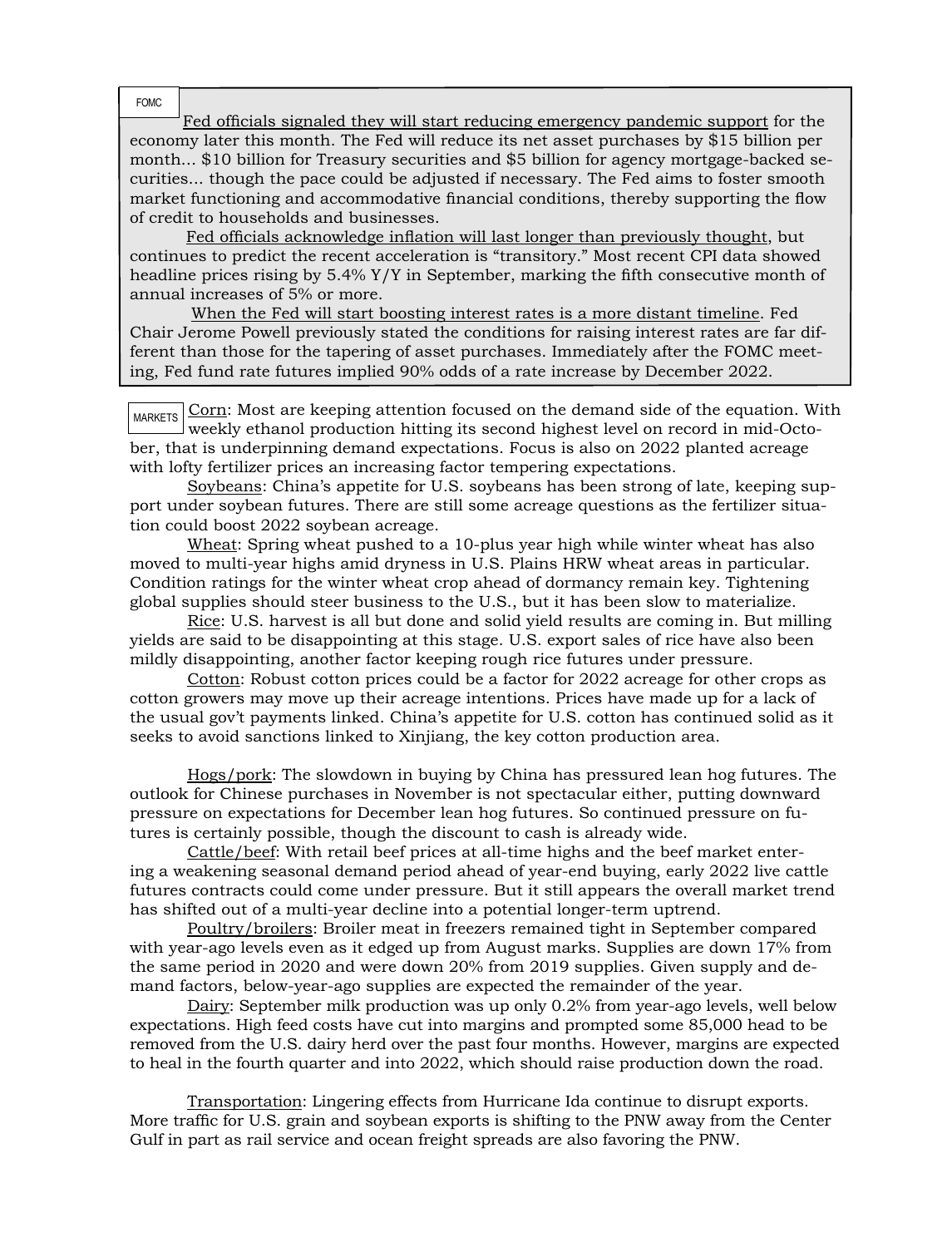FOMC

Fed officials signaled they will start reducing emergency pandemic support for the economy later this month. The Fed will reduce its net asset purchases by $15 billion per month... $10 billion for Treasury securities and $5 billion for agency mortgage-backed securities... though the pace could be adjusted if necessary. The Fed aims to foster smooth market functioning and accommodative financial conditions, thereby supporting the flow of credit to households and businesses.

Fed officials acknowledge inflation will last longer than previously thought, but continues to predict the recent acceleration is "transitory." Most recent CPI data showed headline prices rising by 5.4% Y/Y in September, marking the fifth consecutive month of annual increases of 5% or more.

When the Fed will start boosting interest rates is a more distant timeline. Fed Chair Jerome Powell previously stated the conditions for raising interest rates are far different than those for the tapering of asset purchases. Immediately after the FOMC meeting, Fed fund rate futures implied 90% odds of a rate increase by December 2022.

MARKETS

Corn: Most are keeping attention focused on the demand side of the equation. With weekly ethanol production hitting its second highest level on record in mid-October, that is underpinning demand expectations. Focus is also on 2022 planted acreage with lofty fertilizer prices an increasing factor tempering expectations.

Soybeans: China's appetite for U.S. soybeans has been strong of late, keeping support under soybean futures. There are still some acreage questions as the fertilizer situation could boost 2022 soybean acreage.

Wheat: Spring wheat pushed to a 10-plus year high while winter wheat has also moved to multi-year highs amid dryness in U.S. Plains HRW wheat areas in particular. Condition ratings for the winter wheat crop ahead of dormancy remain key. Tightening global supplies should steer business to the U.S., but it has been slow to materialize.

Rice: U.S. harvest is all but done and solid yield results are coming in. But milling yields are said to be disappointing at this stage. U.S. export sales of rice have also been mildly disappointing, another factor keeping rough rice futures under pressure.

Cotton: Robust cotton prices could be a factor for 2022 acreage for other crops as cotton growers may move up their acreage intentions. Prices have made up for a lack of the usual gov't payments linked. China's appetite for U.S. cotton has continued solid as it seeks to avoid sanctions linked to Xinjiang, the key cotton production area.

Hogs/pork: The slowdown in buying by China has pressured lean hog futures. The outlook for Chinese purchases in November is not spectacular either, putting downward pressure on expectations for December lean hog futures. So continued pressure on futures is certainly possible, though the discount to cash is already wide.

Cattle/beef: With retail beef prices at all-time highs and the beef market entering a weakening seasonal demand period ahead of year-end buying, early 2022 live cattle futures contracts could come under pressure. But it still appears the overall market trend has shifted out of a multi-year decline into a potential longer-term uptrend.

Poultry/broilers: Broiler meat in freezers remained tight in September compared with year-ago levels even as it edged up from August marks. Supplies are down 17% from the same period in 2020 and were down 20% from 2019 supplies. Given supply and demand factors, below-year-ago supplies are expected the remainder of the year.

Dairy: September milk production was up only 0.2% from year-ago levels, well below expectations. High feed costs have cut into margins and prompted some 85,000 head to be removed from the U.S. dairy herd over the past four months. However, margins are expected to heal in the fourth quarter and into 2022, which should raise production down the road.

Transportation: Lingering effects from Hurricane Ida continue to disrupt exports. More traffic for U.S. grain and soybean exports is shifting to the PNW away from the Center Gulf in part as rail service and ocean freight spreads are also favoring the PNW.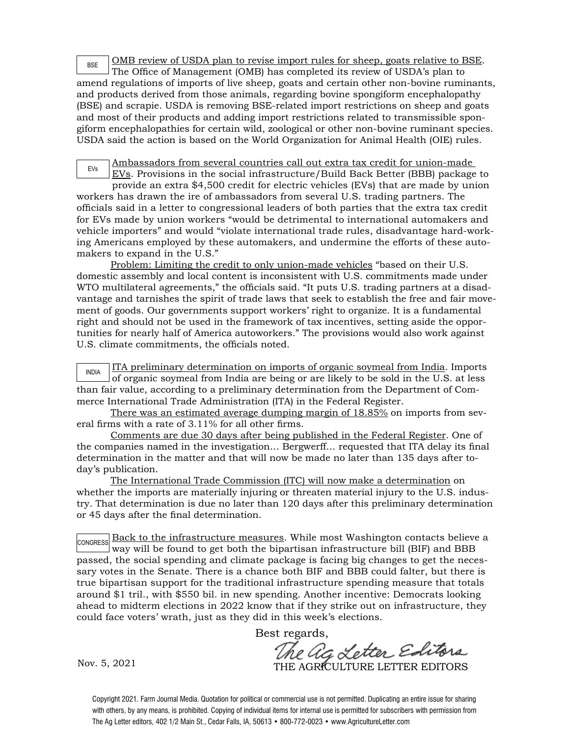BSE **OMB review of USDA plan to revise import rules for sheep, goats relative to BSE.** The Office of Management (OMB) has completed its review of USDA's plan to amend regulations of imports of live sheep, goats and certain other non-bovine ruminants, and products derived from those animals, regarding bovine spongiform encephalopathy (BSE) and scrapie. USDA is removing BSE-related import restrictions on sheep and goats and most of their products and adding import restrictions related to transmissible spongiform encephalopathies for certain wild, zoological or other non-bovine ruminant species. USDA said the action is based on the World Organization for Animal Health (OIE) rules.

EVs **Ambassadors from several countries call out extra tax credit for union-made EVs.** Provisions in the social infrastructure/Build Back Better (BBB) package to provide an extra $4,500 credit for electric vehicles (EVs) that are made by union workers has drawn the ire of ambassadors from several U.S. trading partners. The officials said in a letter to congressional leaders of both parties that the extra tax credit for EVs made by union workers "would be detrimental to international automakers and vehicle importers" and would "violate international trade rules, disadvantage hard-working Americans employed by these automakers, and undermine the efforts of these automakers to expand in the U.S."

Problem: Limiting the credit to only union-made vehicles "based on their U.S. domestic assembly and local content is inconsistent with U.S. commitments made under WTO multilateral agreements," the officials said. "It puts U.S. trading partners at a disadvantage and tarnishes the spirit of trade laws that seek to establish the free and fair movement of goods. Our governments support workers' right to organize. It is a fundamental right and should not be used in the framework of tax incentives, setting aside the opportunities for nearly half of America autoworkers." The provisions would also work against U.S. climate commitments, the officials noted.

INDIA **ITA preliminary determination on imports of organic soymeal from India.** Imports of organic soymeal from India are being or are likely to be sold in the U.S. at less than fair value, according to a preliminary determination from the Department of Commerce International Trade Administration (ITA) in the Federal Register.

There was an estimated average dumping margin of 18.85% on imports from several firms with a rate of 3.11% for all other firms.

Comments are due 30 days after being published in the Federal Register. One of the companies named in the investigation… Bergwerff… requested that ITA delay its final determination in the matter and that will now be made no later than 135 days after today's publication.

The International Trade Commission (ITC) will now make a determination on whether the imports are materially injuring or threaten material injury to the U.S. industry. That determination is due no later than 120 days after this preliminary determination or 45 days after the final determination.

CONGRESS **Back to the infrastructure measures.** While most Washington contacts believe a way will be found to get both the bipartisan infrastructure bill (BIF) and BBB passed, the social spending and climate package is facing big changes to get the necessary votes in the Senate. There is a chance both BIF and BBB could falter, but there is true bipartisan support for the traditional infrastructure spending measure that totals around $1 tril., with $550 bil. in new spending. Another incentive: Democrats looking ahead to midterm elections in 2022 know that if they strike out on infrastructure, they could face voters' wrath, just as they did in this week's elections.

Best regards,

*The Ag Letter Editors*

THE AGRICULTURE LETTER EDITORS

Nov. 5, 2021

Copyright 2021. Farm Journal Media. Quotation for political or commercial use is not permitted. Duplicating an entire issue for sharing with others, by any means, is prohibited. Copying of individual items for internal use is permitted for subscribers with permission from The Ag Letter editors, 402 1/2 Main St., Cedar Falls, IA, 50613 • 800-772-0023 • www.AgricultureLetter.com